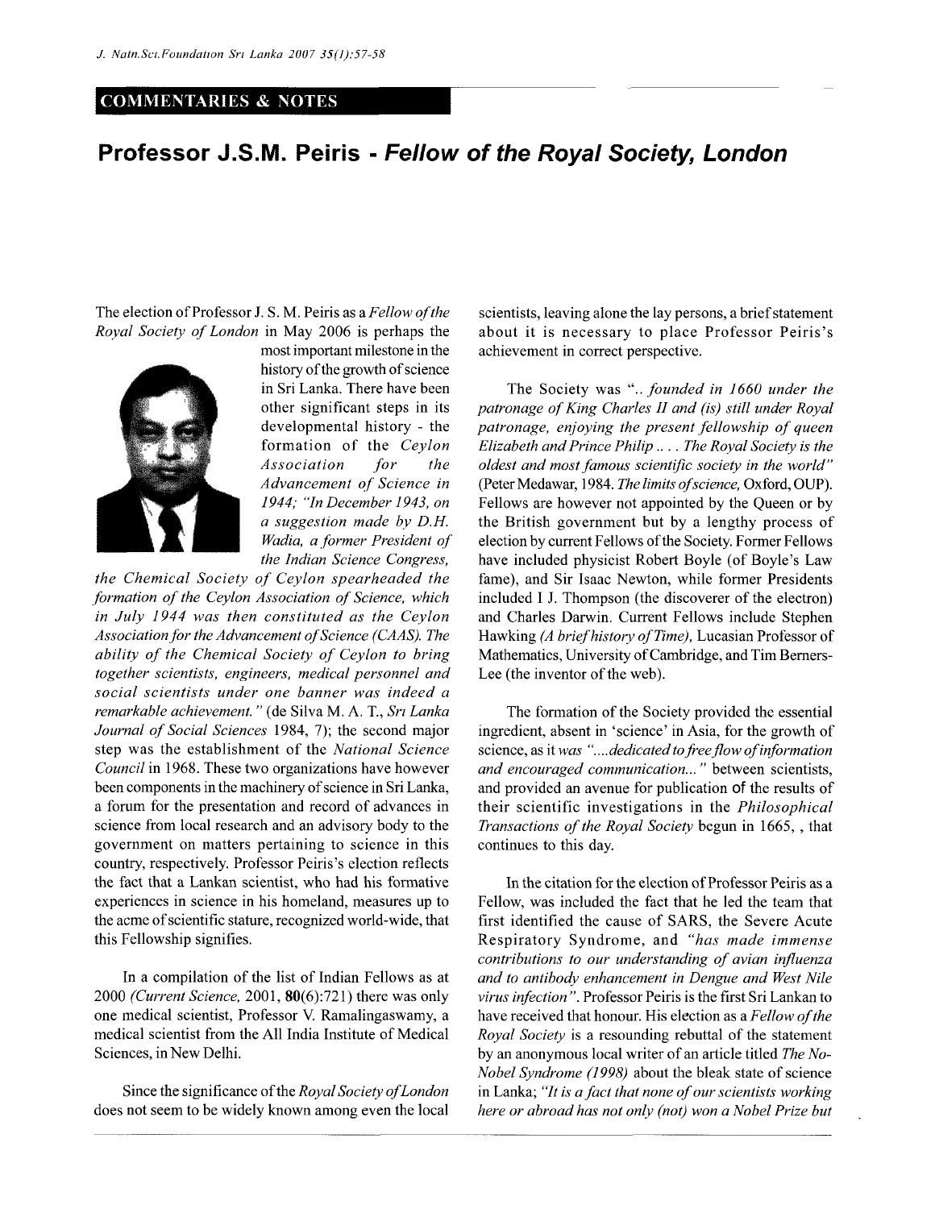COMMENTARIES & NOTES

# Professor J.S.M. Peiris - *Fellow of the Royal Society, London*

The election of Professor J. S. M. Peiris as a *Fellow of the Royal Society of London* in May 2006 is perhaps the most important milestone in the history of the growth of science in Sri Lanka. There have been other significant steps in its developmental history - the formation of the *Ceylon Association for the Advancement of Science in 1944; "In December 1943, on a suggestion made by D.H. Wadia, a former President of the Indian Science Congress, the Chemical Society of Ceylon spearheaded the formation of the Ceylon Association of Science, which in July 1944 was then constituted as the Ceylon Association for the Advancement of Science (CAAS). The ability of the Chemical Society of Ceylon to bring together scientists, engineers, medical personnel and social scientists under one banner was indeed a remarkable achievement."* (de Silva M. A. T., *Sri Lanka Journal of Social Sciences* 1984, 7); the second major step was the establishment of the *National Science Council* in 1968. These two organizations have however been components in the machinery of science in Sri Lanka, a forum for the presentation and record of advances in science from local research and an advisory body to the government on matters pertaining to science in this country, respectively. Professor Peiris's election reflects the fact that a Lankan scientist, who had his formative experiences in science in his homeland, measures up to the acme of scientific stature, recognized world-wide, that this Fellowship signifies.

In a compilation of the list of Indian Fellows as at 2000 *(Current Science,* 2001, **80**(6):721) there was only one medical scientist, Professor V. Ramalingaswamy, a medical scientist from the All India Institute of Medical Sciences, in New Delhi.

Since the significance of the *Royal Society of London* does not seem to be widely known among even the local scientists, leaving alone the lay persons, a brief statement about it is necessary to place Professor Peiris's achievement in correct perspective.

The Society was *".. founded in 1660 under the patronage of King Charles II and (is) still under Royal patronage, enjoying the present fellowship of queen Elizabeth and Prince Philip .. . . The Royal Society is the oldest and most famous scientific society in the world"* (Peter Medawar, 1984. *The limits of science,* Oxford, OUP). Fellows are however not appointed by the Queen or by the British government but by a lengthy process of election by current Fellows of the Society. Former Fellows have included physicist Robert Boyle (of Boyle's Law fame), and Sir Isaac Newton, while former Presidents included I J. Thompson (the discoverer of the electron) and Charles Darwin. Current Fellows include Stephen Hawking *(A brief history of Time),* Lucasian Professor of Mathematics, University of Cambridge, and Tim Berners-Lee (the inventor of the web).

The formation of the Society provided the essential ingredient, absent in 'science' in Asia, for the growth of science, as it *was "....dedicated to free flow of information and encouraged communication..."* between scientists, and provided an avenue for publication of the results of their scientific investigations in the *Philosophical Transactions of the Royal Society* begun in 1665, , that continues to this day.

In the citation for the election of Professor Peiris as a Fellow, was included the fact that he led the team that first identified the cause of SARS, the Severe Acute Respiratory Syndrome, and *"has made immense contributions to our understanding of avian influenza and to antibody enhancement in Dengue and West Nile virus infection".* Professor Peiris is the first Sri Lankan to have received that honour. His election as a *Fellow of the Royal Society* is a resounding rebuttal of the statement by an anonymous local writer of an article titled *The No-Nobel Syndrome (1998)* about the bleak state of science in Lanka; *"It is a fact that none of our scientists working here or abroad has not only (not) won a Nobel Prize but*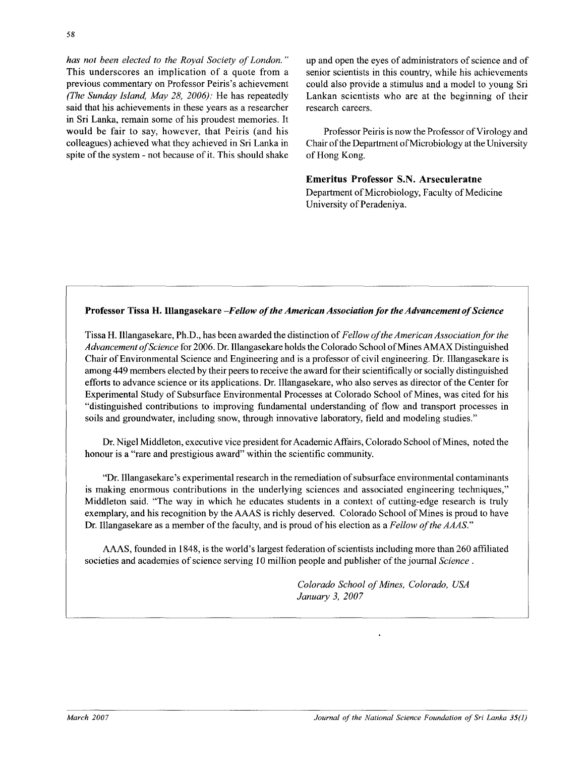*has not been elected to the Royal Society of London."* This underscores an implication of a quote from a previous commentary on Professor Peiris's achievement *(The Sunday Island, May 28, 2006):* He has repeatedly said that his achievements in these years as a researcher in Sri Lanka, remain some of his proudest memories. It would be fair to say, however, that Peiris (and his colleagues) achieved what they achieved in Sri Lanka in spite of the system - not because of it. This should shake up and open the eyes of administrators of science and of senior scientists in this country, while his achievements could also provide a stimulus and a model to young Sri Lankan scientists who are at the beginning of their research careers.

Professor Peiris is now the Professor of Virology and Chair of the Department of Microbiology at the University of Hong Kong.

**Emeritus Professor S.N. Arseculeratne**
Department of Microbiology, Faculty of Medicine
University of Peradeniya.

**Professor Tissa H. Illangasekare** *–Fellow of the American Association for the Advancement of Science*

Tissa H. Illangasekare, Ph.D., has been awarded the distinction of *Fellow of the American Association for the Advancement of Science* for 2006. Dr. Illangasekare holds the Colorado School of Mines AMAX Distinguished Chair of Environmental Science and Engineering and is a professor of civil engineering. Dr. Illangasekare is among 449 members elected by their peers to receive the award for their scientifically or socially distinguished efforts to advance science or its applications. Dr. Illangasekare, who also serves as director of the Center for Experimental Study of Subsurface Environmental Processes at Colorado School of Mines, was cited for his "distinguished contributions to improving fundamental understanding of flow and transport processes in soils and groundwater, including snow, through innovative laboratory, field and modeling studies."

Dr. Nigel Middleton, executive vice president for Academic Affairs, Colorado School of Mines, noted the honour is a "rare and prestigious award" within the scientific community.

"Dr. Illangasekare's experimental research in the remediation of subsurface environmental contaminants is making enormous contributions in the underlying sciences and associated engineering techniques," Middleton said. "The way in which he educates students in a context of cutting-edge research is truly exemplary, and his recognition by the AAAS is richly deserved. Colorado School of Mines is proud to have Dr. Illangasekare as a member of the faculty, and is proud of his election as a *Fellow of the AAAS*."

AAAS, founded in 1848, is the world's largest federation of scientists including more than 260 affiliated societies and academies of science serving 10 million people and publisher of the journal *Science* .

*Colorado School of Mines, Colorado, USA*
*January 3, 2007*